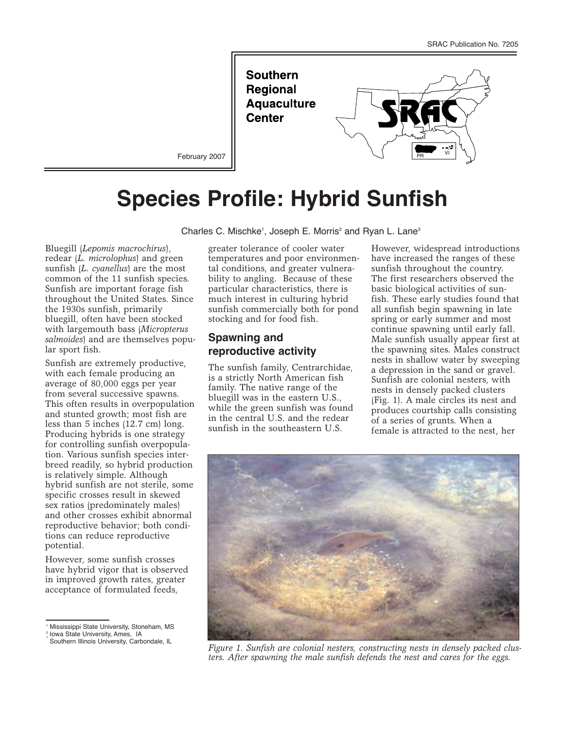SRAC Publication No. 7205

**Southern Regional Aquaculture Center**

February 2007

# Species Profile: Hybrid Sunfish

Charles C. Mischke[1], Joseph E. Morris[2] and Ryan L. Lane[3]

Bluegill (*Lepomis macrochirus*), redear (*L. microlophus*) and green sunfish (*L. cyanellus*) are the most common of the 11 sunfish species. Sunfish are important forage fish throughout the United States. Since the 1930s sunfish, primarily bluegill, often have been stocked with largemouth bass (*Micropterus salmoides*) and are themselves popular sport fish.

Sunfish are extremely productive, with each female producing an average of 80,000 eggs per year from several successive spawns. This often results in overpopulation and stunted growth; most fish are less than 5 inches (12.7 cm) long. Producing hybrids is one strategy for controlling sunfish overpopulation. Various sunfish species interbreed readily, so hybrid production is relatively simple. Although hybrid sunfish are not sterile, some specific crosses result in skewed sex ratios (predominately males) and other crosses exhibit abnormal reproductive behavior; both conditions can reduce reproductive potential.

However, some sunfish crosses have hybrid vigor that is observed in improved growth rates, greater acceptance of formulated feeds, greater tolerance of cooler water temperatures and poor environmental conditions, and greater vulnerability to angling. Because of these particular characteristics, there is much interest in culturing hybrid sunfish commercially both for pond stocking and for food fish.

## Spawning and reproductive activity

The sunfish family, Centrarchidae, is a strictly North American fish family. The native range of the bluegill was in the eastern U.S., while the green sunfish was found in the central U.S. and the redear sunfish in the southeastern U.S. However, widespread introductions have increased the ranges of these sunfish throughout the country. The first researchers observed the basic biological activities of sunfish. These early studies found that all sunfish begin spawning in late spring or early summer and most continue spawning until early fall. Male sunfish usually appear first at the spawning sites. Males construct nests in shallow water by sweeping a depression in the sand or gravel. Sunfish are colonial nesters, with nests in densely packed clusters (Fig. 1). A male circles its nest and produces courtship calls consisting of a series of grunts. When a female is attracted to the nest, her

*Figure 1. Sunfish are colonial nesters, constructing nests in densely packed clusters. After spawning the male sunfish defends the nest and cares for the eggs.*

---

[1] Mississippi State University, Stoneham, MS
[2] Iowa State University, Ames, IA
[3] Southern Illinois University, Carbondale, IL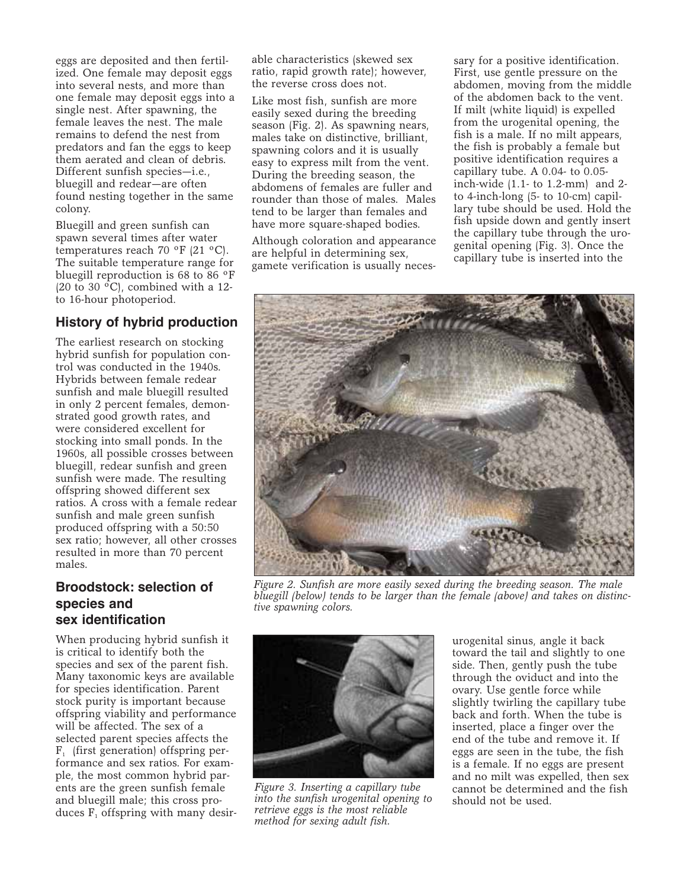eggs are deposited and then fertilized. One female may deposit eggs into several nests, and more than one female may deposit eggs into a single nest. After spawning, the female leaves the nest. The male remains to defend the nest from predators and fan the eggs to keep them aerated and clean of debris. Different sunfish species—i.e., bluegill and redear—are often found nesting together in the same colony.

Bluegill and green sunfish can spawn several times after water temperatures reach 70 °F (21 °C). The suitable temperature range for bluegill reproduction is 68 to 86 °F (20 to 30 °C), combined with a 12- to 16-hour photoperiod.

## History of hybrid production

The earliest research on stocking hybrid sunfish for population control was conducted in the 1940s. Hybrids between female redear sunfish and male bluegill resulted in only 2 percent females, demonstrated good growth rates, and were considered excellent for stocking into small ponds. In the 1960s, all possible crosses between bluegill, redear sunfish and green sunfish were made. The resulting offspring showed different sex ratios. A cross with a female redear sunfish and male green sunfish produced offspring with a 50:50 sex ratio; however, all other crosses resulted in more than 70 percent males.

## Broodstock: selection of species and sex identification

When producing hybrid sunfish it is critical to identify both the species and sex of the parent fish. Many taxonomic keys are available for species identification. Parent stock purity is important because offspring viability and performance will be affected. The sex of a selected parent species affects the $F_1$ (first generation) offspring performance and sex ratios. For example, the most common hybrid parents are the green sunfish female and bluegill male; this cross produces $F_1$ offspring with many desirable characteristics (skewed sex ratio, rapid growth rate); however, the reverse cross does not.

Like most fish, sunfish are more easily sexed during the breeding season (Fig. 2). As spawning nears, males take on distinctive, brilliant, spawning colors and it is usually easy to express milt from the vent. During the breeding season, the abdomens of females are fuller and rounder than those of males. Males tend to be larger than females and have more square-shaped bodies.

Although coloration and appearance are helpful in determining sex, gamete verification is usually necessary for a positive identification. First, use gentle pressure on the abdomen, moving from the middle of the abdomen back to the vent. If milt (white liquid) is expelled from the urogenital opening, the fish is a male. If no milt appears, the fish is probably a female but positive identification requires a capillary tube. A 0.04- to 0.05-inch-wide (1.1- to 1.2-mm) and 2- to 4-inch-long (5- to 10-cm) capillary tube should be used. Hold the fish upside down and gently insert the capillary tube through the urogenital opening (Fig. 3). Once the capillary tube is inserted into the urogenital sinus, angle it back toward the tail and slightly to one side. Then, gently push the tube through the oviduct and into the ovary. Use gentle force while slightly twirling the capillary tube back and forth. When the tube is inserted, place a finger over the end of the tube and remove it. If eggs are seen in the tube, the fish is a female. If no eggs are present and no milt was expelled, then sex cannot be determined and the fish should not be used.

*Figure 2. Sunfish are more easily sexed during the breeding season. The male bluegill (below) tends to be larger than the female (above) and takes on distinctive spawning colors.*

*Figure 3. Inserting a capillary tube into the sunfish urogenital opening to retrieve eggs is the most reliable method for sexing adult fish.*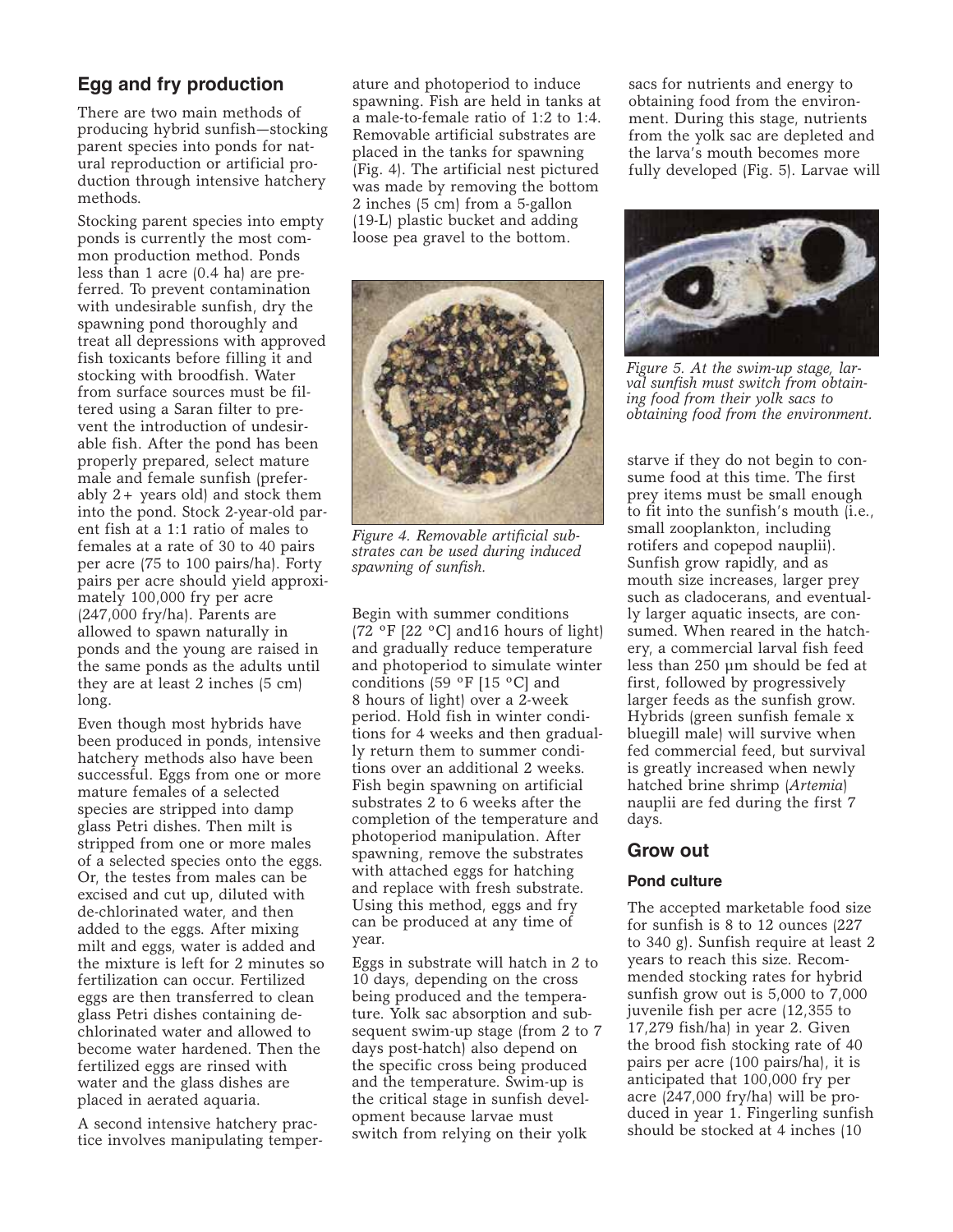## Egg and fry production

There are two main methods of producing hybrid sunfish—stocking parent species into ponds for natural reproduction or artificial production through intensive hatchery methods.

Stocking parent species into empty ponds is currently the most common production method. Ponds less than 1 acre (0.4 ha) are preferred. To prevent contamination with undesirable sunfish, dry the spawning pond thoroughly and treat all depressions with approved fish toxicants before filling it and stocking with broodfish. Water from surface sources must be filtered using a Saran filter to prevent the introduction of undesirable fish. After the pond has been properly prepared, select mature male and female sunfish (preferably 2+ years old) and stock them into the pond. Stock 2-year-old parent fish at a 1:1 ratio of males to females at a rate of 30 to 40 pairs per acre (75 to 100 pairs/ha). Forty pairs per acre should yield approximately 100,000 fry per acre (247,000 fry/ha). Parents are allowed to spawn naturally in ponds and the young are raised in the same ponds as the adults until they are at least 2 inches (5 cm) long.

Even though most hybrids have been produced in ponds, intensive hatchery methods also have been successful. Eggs from one or more mature females of a selected species are stripped into damp glass Petri dishes. Then milt is stripped from one or more males of a selected species onto the eggs. Or, the testes from males can be excised and cut up, diluted with de-chlorinated water, and then added to the eggs. After mixing milt and eggs, water is added and the mixture is left for 2 minutes so fertilization can occur. Fertilized eggs are then transferred to clean glass Petri dishes containing de-chlorinated water and allowed to become water hardened. Then the fertilized eggs are rinsed with water and the glass dishes are placed in aerated aquaria.

A second intensive hatchery practice involves manipulating temperature and photoperiod to induce spawning. Fish are held in tanks at a male-to-female ratio of 1:2 to 1:4. Removable artificial substrates are placed in the tanks for spawning (Fig. 4). The artificial nest pictured was made by removing the bottom 2 inches (5 cm) from a 5-gallon (19-L) plastic bucket and adding loose pea gravel to the bottom.

*Figure 4. Removable artificial substrates can be used during induced spawning of sunfish.*

Begin with summer conditions (72 °F [22 °C] and16 hours of light) and gradually reduce temperature and photoperiod to simulate winter conditions (59 °F [15 °C] and 8 hours of light) over a 2-week period. Hold fish in winter conditions for 4 weeks and then gradually return them to summer conditions over an additional 2 weeks. Fish begin spawning on artificial substrates 2 to 6 weeks after the completion of the temperature and photoperiod manipulation. After spawning, remove the substrates with attached eggs for hatching and replace with fresh substrate. Using this method, eggs and fry can be produced at any time of year.

Eggs in substrate will hatch in 2 to 10 days, depending on the cross being produced and the temperature. Yolk sac absorption and subsequent swim-up stage (from 2 to 7 days post-hatch) also depend on the specific cross being produced and the temperature. Swim-up is the critical stage in sunfish development because larvae must switch from relying on their yolk sacs for nutrients and energy to obtaining food from the environment. During this stage, nutrients from the yolk sac are depleted and the larva's mouth becomes more fully developed (Fig. 5). Larvae will starve if they do not begin to consume food at this time. The first prey items must be small enough to fit into the sunfish's mouth (i.e., small zooplankton, including rotifers and copepod nauplii). Sunfish grow rapidly, and as mouth size increases, larger prey such as cladocerans, and eventually larger aquatic insects, are consumed. When reared in the hatchery, a commercial larval fish feed less than 250 µm should be fed at first, followed by progressively larger feeds as the sunfish grow. Hybrids (green sunfish female x bluegill male) will survive when fed commercial feed, but survival is greatly increased when newly hatched brine shrimp (*Artemia*) nauplii are fed during the first 7 days.

*Figure 5. At the swim-up stage, larval sunfish must switch from obtaining food from their yolk sacs to obtaining food from the environment.*

## Grow out

### Pond culture

The accepted marketable food size for sunfish is 8 to 12 ounces (227 to 340 g). Sunfish require at least 2 years to reach this size. Recommended stocking rates for hybrid sunfish grow out is 5,000 to 7,000 juvenile fish per acre (12,355 to 17,279 fish/ha) in year 2. Given the brood fish stocking rate of 40 pairs per acre (100 pairs/ha), it is anticipated that 100,000 fry per acre (247,000 fry/ha) will be produced in year 1. Fingerling sunfish should be stocked at 4 inches (10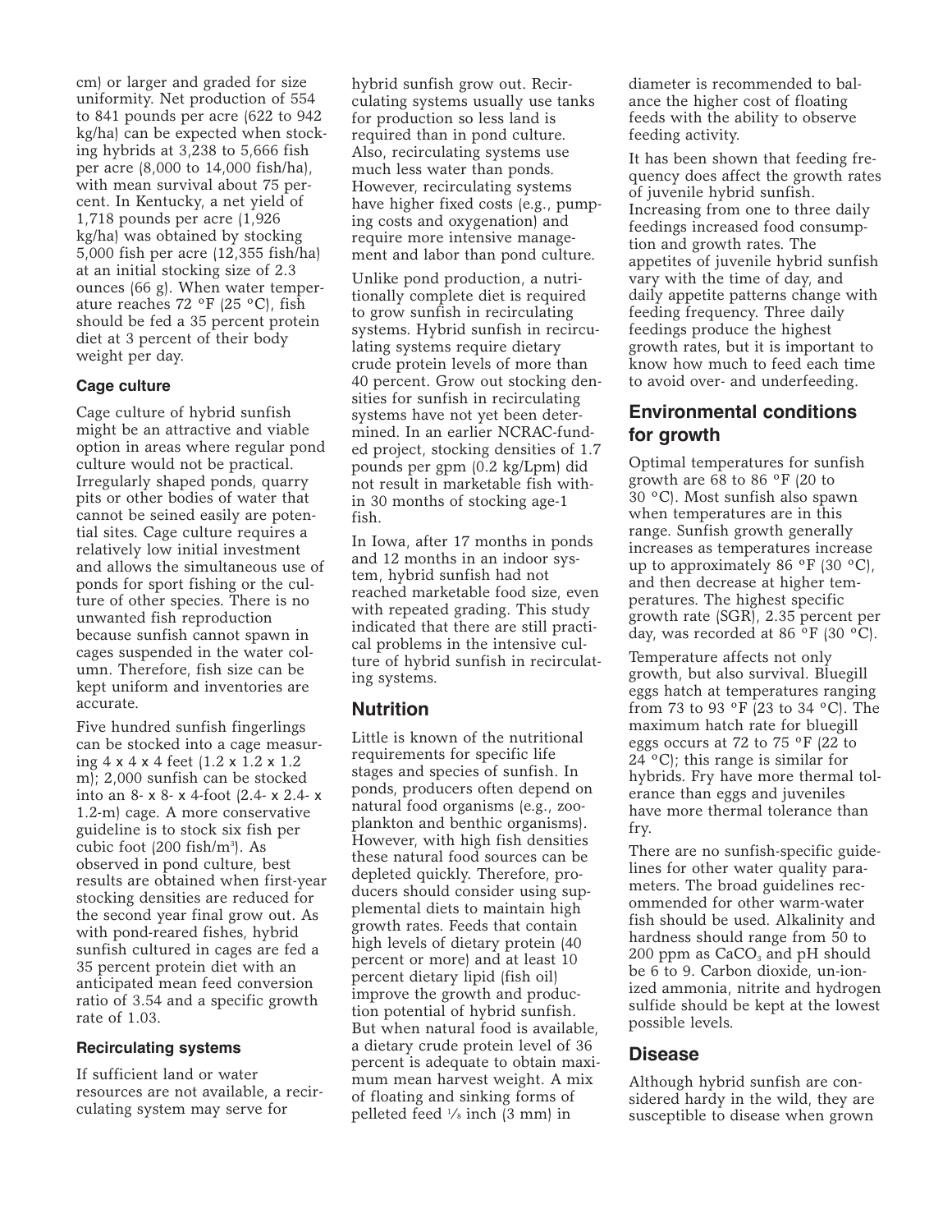cm) or larger and graded for size uniformity. Net production of 554 to 841 pounds per acre (622 to 942 kg/ha) can be expected when stocking hybrids at 3,238 to 5,666 fish per acre (8,000 to 14,000 fish/ha), with mean survival about 75 percent. In Kentucky, a net yield of 1,718 pounds per acre (1,926 kg/ha) was obtained by stocking 5,000 fish per acre (12,355 fish/ha) at an initial stocking size of 2.3 ounces (66 g). When water temperature reaches 72 °F (25 °C), fish should be fed a 35 percent protein diet at 3 percent of their body weight per day.

### Cage culture

Cage culture of hybrid sunfish might be an attractive and viable option in areas where regular pond culture would not be practical. Irregularly shaped ponds, quarry pits or other bodies of water that cannot be seined easily are potential sites. Cage culture requires a relatively low initial investment and allows the simultaneous use of ponds for sport fishing or the culture of other species. There is no unwanted fish reproduction because sunfish cannot spawn in cages suspended in the water column. Therefore, fish size can be kept uniform and inventories are accurate.

Five hundred sunfish fingerlings can be stocked into a cage measuring 4 x 4 x 4 feet (1.2 x 1.2 x 1.2 m); 2,000 sunfish can be stocked into an 8- x 8- x 4-foot (2.4- x 2.4- x 1.2-m) cage. A more conservative guideline is to stock six fish per cubic foot (200 fish/$m^3$). As observed in pond culture, best results are obtained when first-year stocking densities are reduced for the second year final grow out. As with pond-reared fishes, hybrid sunfish cultured in cages are fed a 35 percent protein diet with an anticipated mean feed conversion ratio of 3.54 and a specific growth rate of 1.03.

### Recirculating systems

If sufficient land or water resources are not available, a recirculating system may serve for hybrid sunfish grow out. Recirculating systems usually use tanks for production so less land is required than in pond culture. Also, recirculating systems use much less water than ponds. However, recirculating systems have higher fixed costs (e.g., pumping costs and oxygenation) and require more intensive management and labor than pond culture.

Unlike pond production, a nutritionally complete diet is required to grow sunfish in recirculating systems. Hybrid sunfish in recirculating systems require dietary crude protein levels of more than 40 percent. Grow out stocking densities for sunfish in recirculating systems have not yet been determined. In an earlier NCRAC-funded project, stocking densities of 1.7 pounds per gpm (0.2 kg/Lpm) did not result in marketable fish within 30 months of stocking age-1 fish.

In Iowa, after 17 months in ponds and 12 months in an indoor system, hybrid sunfish had not reached marketable food size, even with repeated grading. This study indicated that there are still practical problems in the intensive culture of hybrid sunfish in recirculating systems.

## Nutrition

Little is known of the nutritional requirements for specific life stages and species of sunfish. In ponds, producers often depend on natural food organisms (e.g., zooplankton and benthic organisms). However, with high fish densities these natural food sources can be depleted quickly. Therefore, producers should consider using supplemental diets to maintain high growth rates. Feeds that contain high levels of dietary protein (40 percent or more) and at least 10 percent dietary lipid (fish oil) improve the growth and production potential of hybrid sunfish. But when natural food is available, a dietary crude protein level of 36 percent is adequate to obtain maximum mean harvest weight. A mix of floating and sinking forms of pelleted feed 1/8 inch (3 mm) in diameter is recommended to balance the higher cost of floating feeds with the ability to observe feeding activity.

It has been shown that feeding frequency does affect the growth rates of juvenile hybrid sunfish. Increasing from one to three daily feedings increased food consumption and growth rates. The appetites of juvenile hybrid sunfish vary with the time of day, and daily appetite patterns change with feeding frequency. Three daily feedings produce the highest growth rates, but it is important to know how much to feed each time to avoid over- and underfeeding.

## Environmental conditions for growth

Optimal temperatures for sunfish growth are 68 to 86 °F (20 to 30 °C). Most sunfish also spawn when temperatures are in this range. Sunfish growth generally increases as temperatures increase up to approximately 86 °F (30 °C), and then decrease at higher temperatures. The highest specific growth rate (SGR), 2.35 percent per day, was recorded at 86 °F (30 °C).

Temperature affects not only growth, but also survival. Bluegill eggs hatch at temperatures ranging from 73 to 93 °F (23 to 34 °C). The maximum hatch rate for bluegill eggs occurs at 72 to 75 °F (22 to 24 °C); this range is similar for hybrids. Fry have more thermal tolerance than eggs and juveniles have more thermal tolerance than fry.

There are no sunfish-specific guidelines for other water quality parameters. The broad guidelines recommended for other warm-water fish should be used. Alkalinity and hardness should range from 50 to 200 ppm as $CaCO_3$ and pH should be 6 to 9. Carbon dioxide, un-ionized ammonia, nitrite and hydrogen sulfide should be kept at the lowest possible levels.

## Disease

Although hybrid sunfish are considered hardy in the wild, they are susceptible to disease when grown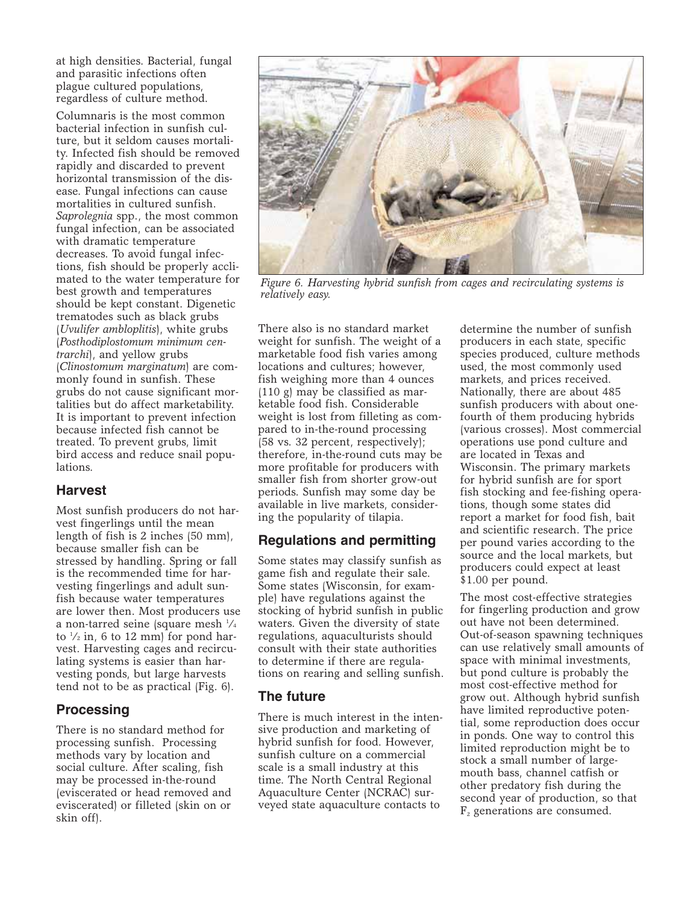at high densities. Bacterial, fungal and parasitic infections often plague cultured populations, regardless of culture method.

Columnaris is the most common bacterial infection in sunfish culture, but it seldom causes mortality. Infected fish should be removed rapidly and discarded to prevent horizontal transmission of the disease. Fungal infections can cause mortalities in cultured sunfish. *Saprolegnia* spp., the most common fungal infection, can be associated with dramatic temperature decreases. To avoid fungal infections, fish should be properly acclimated to the water temperature for best growth and temperatures should be kept constant. Digenetic trematodes such as black grubs (*Uvulifer ambloplitis*), white grubs (*Posthodiplostomum minimum centrarchi*), and yellow grubs (*Clinostomum marginatum*) are commonly found in sunfish. These grubs do not cause significant mortalities but do affect marketability. It is important to prevent infection because infected fish cannot be treated. To prevent grubs, limit bird access and reduce snail populations.

## Harvest

Most sunfish producers do not harvest fingerlings until the mean length of fish is 2 inches (50 mm), because smaller fish can be stressed by handling. Spring or fall is the recommended time for harvesting fingerlings and adult sunfish because water temperatures are lower then. Most producers use a non-tarred seine (square mesh 1/4 to 1/2 in, 6 to 12 mm) for pond harvest. Harvesting cages and recirculating systems is easier than harvesting ponds, but large harvests tend not to be as practical (Fig. 6).

*Figure 6. Harvesting hybrid sunfish from cages and recirculating systems is relatively easy.*

## Processing

There is no standard method for processing sunfish. Processing methods vary by location and social culture. After scaling, fish may be processed in-the-round (eviscerated or head removed and eviscerated) or filleted (skin on or skin off).

There also is no standard market weight for sunfish. The weight of a marketable food fish varies among locations and cultures; however, fish weighing more than 4 ounces (110 g) may be classified as marketable food fish. Considerable weight is lost from filleting as compared to in-the-round processing (58 vs. 32 percent, respectively); therefore, in-the-round cuts may be more profitable for producers with smaller fish from shorter grow-out periods. Sunfish may some day be available in live markets, considering the popularity of tilapia.

## Regulations and permitting

Some states may classify sunfish as game fish and regulate their sale. Some states (Wisconsin, for example) have regulations against the stocking of hybrid sunfish in public waters. Given the diversity of state regulations, aquaculturists should consult with their state authorities to determine if there are regulations on rearing and selling sunfish.

## The future

There is much interest in the intensive production and marketing of hybrid sunfish for food. However, sunfish culture on a commercial scale is a small industry at this time. The North Central Regional Aquaculture Center (NCRAC) surveyed state aquaculture contacts to determine the number of sunfish producers in each state, specific species produced, culture methods used, the most commonly used markets, and prices received. Nationally, there are about 485 sunfish producers with about one-fourth of them producing hybrids (various crosses). Most commercial operations use pond culture and are located in Texas and Wisconsin. The primary markets for hybrid sunfish are for sport fish stocking and fee-fishing operations, though some states did report a market for food fish, bait and scientific research. The price per pound varies according to the source and the local markets, but producers could expect at least $1.00 per pound.

The most cost-effective strategies for fingerling production and grow out have not been determined. Out-of-season spawning techniques can use relatively small amounts of space with minimal investments, but pond culture is probably the most cost-effective method for grow out. Although hybrid sunfish have limited reproductive potential, some reproduction does occur in ponds. One way to control this limited reproduction might be to stock a small number of largemouth bass, channel catfish or other predatory fish during the second year of production, so that $F_2$ generations are consumed.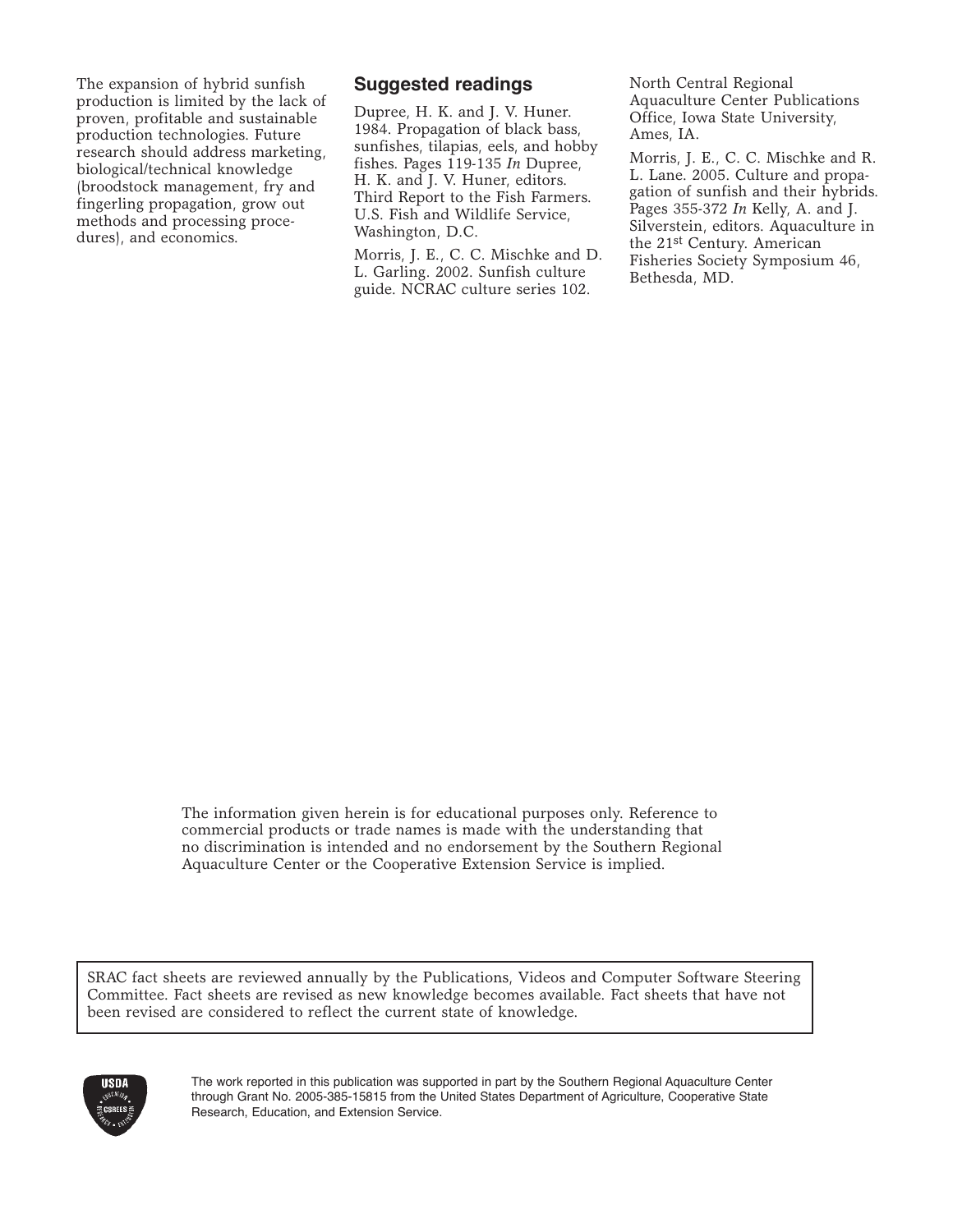The expansion of hybrid sunfish production is limited by the lack of proven, profitable and sustainable production technologies. Future research should address marketing, biological/technical knowledge (broodstock management, fry and fingerling propagation, grow out methods and processing procedures), and economics.

## Suggested readings

Dupree, H. K. and J. V. Huner. 1984. Propagation of black bass, sunfishes, tilapias, eels, and hobby fishes. Pages 119-135 *In* Dupree, H. K. and J. V. Huner, editors. Third Report to the Fish Farmers. U.S. Fish and Wildlife Service, Washington, D.C.

Morris, J. E., C. C. Mischke and D. L. Garling. 2002. Sunfish culture guide. NCRAC culture series 102. North Central Regional Aquaculture Center Publications Office, Iowa State University, Ames, IA.

Morris, J. E., C. C. Mischke and R. L. Lane. 2005. Culture and propagation of sunfish and their hybrids. Pages 355-372 *In* Kelly, A. and J. Silverstein, editors. Aquaculture in the 21st Century. American Fisheries Society Symposium 46, Bethesda, MD.

The information given herein is for educational purposes only. Reference to commercial products or trade names is made with the understanding that no discrimination is intended and no endorsement by the Southern Regional Aquaculture Center or the Cooperative Extension Service is implied.

SRAC fact sheets are reviewed annually by the Publications, Videos and Computer Software Steering Committee. Fact sheets are revised as new knowledge becomes available. Fact sheets that have not been revised are considered to reflect the current state of knowledge.

The work reported in this publication was supported in part by the Southern Regional Aquaculture Center through Grant No. 2005-385-15815 from the United States Department of Agriculture, Cooperative State Research, Education, and Extension Service.